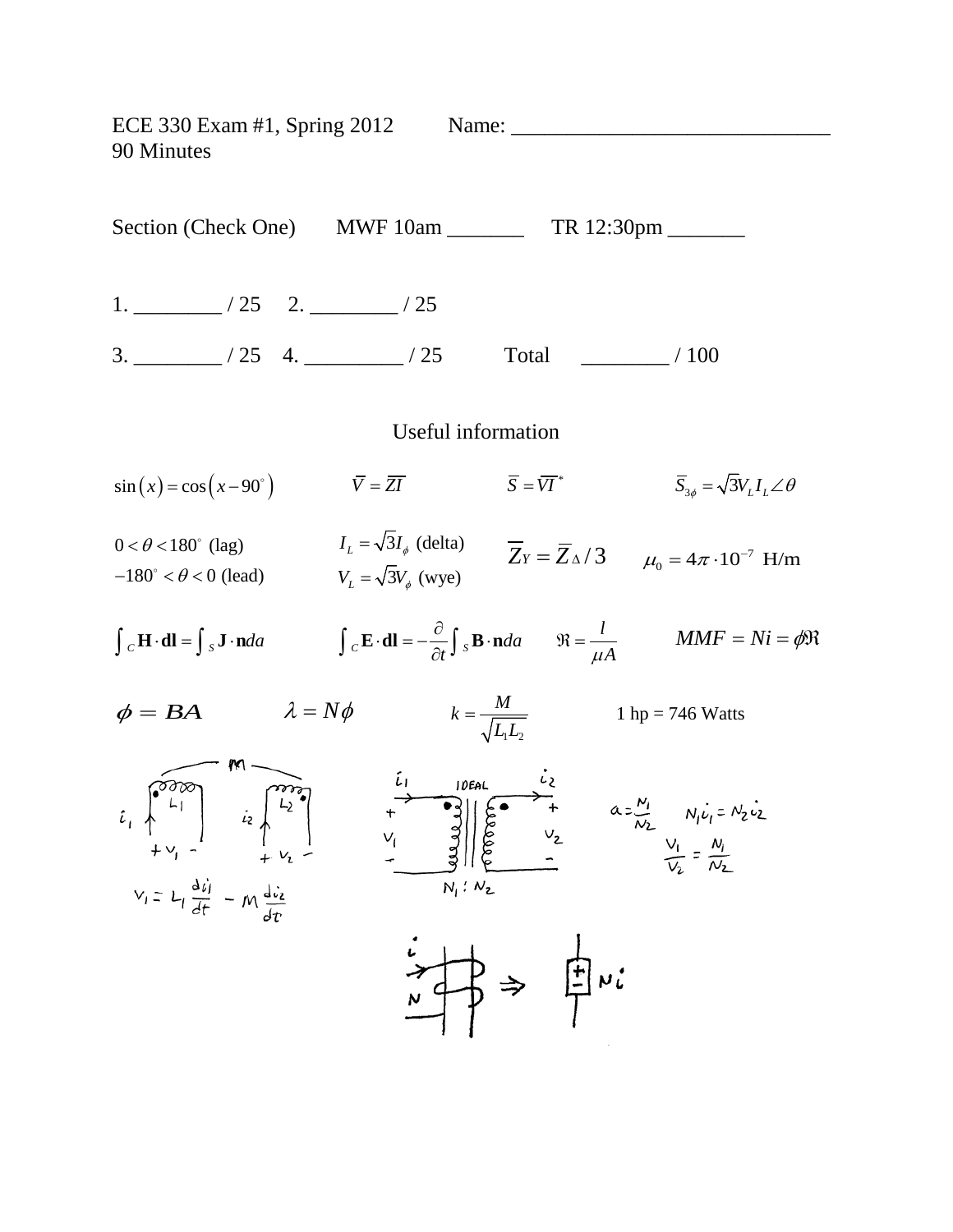ECE 330 Exam #1, Spring 2012 Name: ______________________________

90 Minutes

Section (Check One) MWF 10am _______ TR 12:30pm _______

1. ________ / 25 2. ________ / 25

3. ________ / 25 4. _________ / 25 Total ________ / 100

## Useful information

$\sin(x) = \cos(x - 90^\circ)$ $\quad \bar{V} = \bar{Z}\bar{I}$ $\quad \bar{S} = \bar{V}\bar{I}^*$ $\quad \bar{S}_{3\phi} = \sqrt{3}V_L I_L \angle\theta$

$0 < \theta < 180^\circ$ (lag) $\quad I_L = \sqrt{3}I_\phi$ (delta) $\quad \bar{Z}_Y = \bar{Z}_\Delta / 3$ $\quad \mu_0 = 4\pi \cdot 10^{-7}$ H/m

$-180^\circ < \theta < 0$ (lead) $\quad V_L = \sqrt{3}V_\phi$ (wye)

$\int_C \mathbf{H} \cdot \mathbf{dl} = \int_S \mathbf{J} \cdot \mathbf{n} da$ $\quad \int_C \mathbf{E} \cdot \mathbf{dl} = -\frac{\partial}{\partial t}\int_S \mathbf{B} \cdot \mathbf{n} da$ $\quad \Re = \frac{l}{\mu A}$ $\quad MMF = Ni = \phi\Re$

$\phi = BA$ $\quad \lambda = N\phi$ $\quad k = \frac{M}{\sqrt{L_1 L_2}}$ $\quad$ 1 hp = 746 Watts

$v_1 = L_1 \frac{di_1}{dt} - M\frac{di_2}{dt}$

IDEAL, $N_1 : N_2$

$a = \frac{N_1}{N_2}$ $\quad N_1 i_1 = N_2 i_2$ $\quad \frac{v_1}{v_2} = \frac{N_1}{N_2}$

$Ni$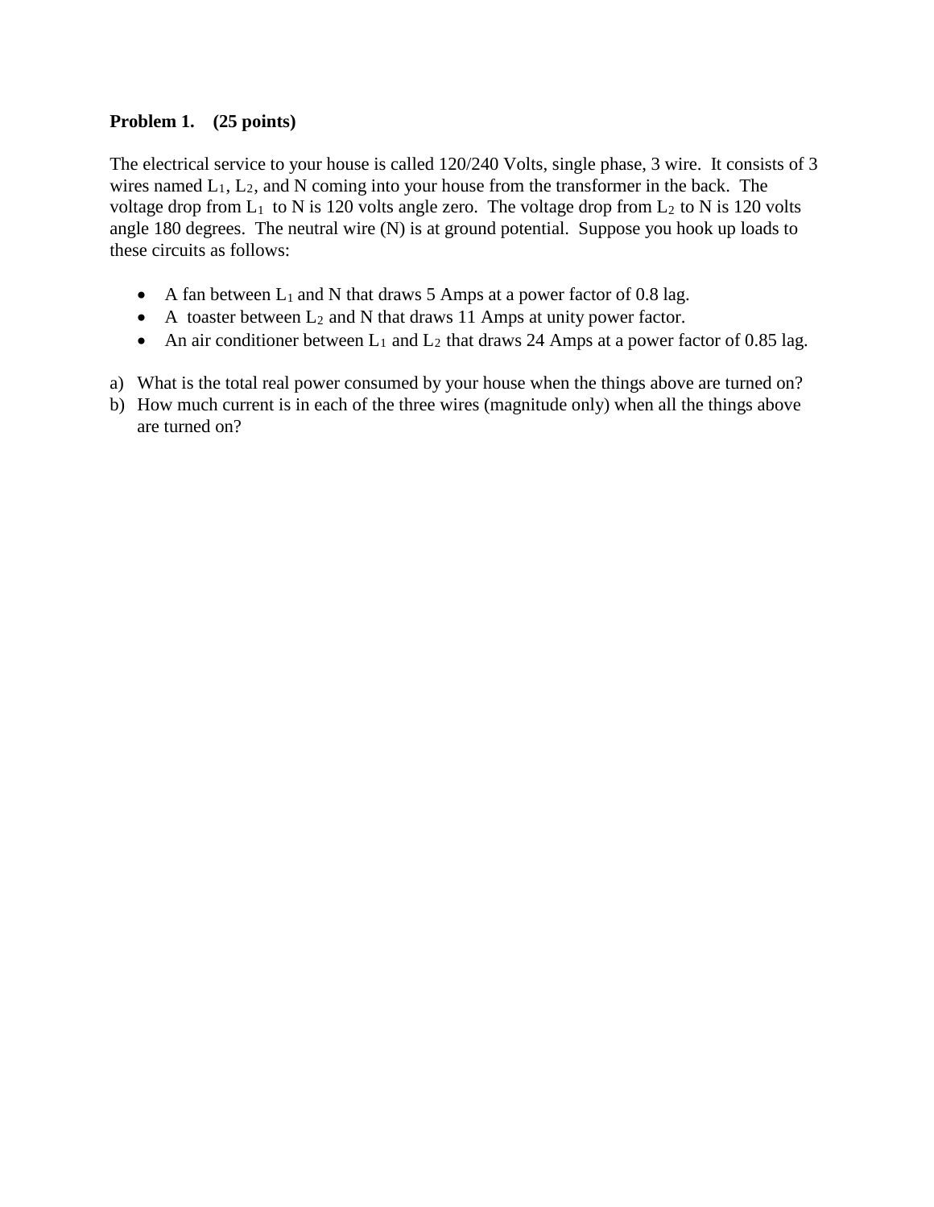**Problem 1. (25 points)**

The electrical service to your house is called 120/240 Volts, single phase, 3 wire. It consists of 3 wires named $L_1$, $L_2$, and N coming into your house from the transformer in the back. The voltage drop from $L_1$ to N is 120 volts angle zero. The voltage drop from $L_2$ to N is 120 volts angle 180 degrees. The neutral wire (N) is at ground potential. Suppose you hook up loads to these circuits as follows:

- A fan between $L_1$ and N that draws 5 Amps at a power factor of 0.8 lag.
- A toaster between $L_2$ and N that draws 11 Amps at unity power factor.
- An air conditioner between $L_1$ and $L_2$ that draws 24 Amps at a power factor of 0.85 lag.

a) What is the total real power consumed by your house when the things above are turned on?

b) How much current is in each of the three wires (magnitude only) when all the things above are turned on?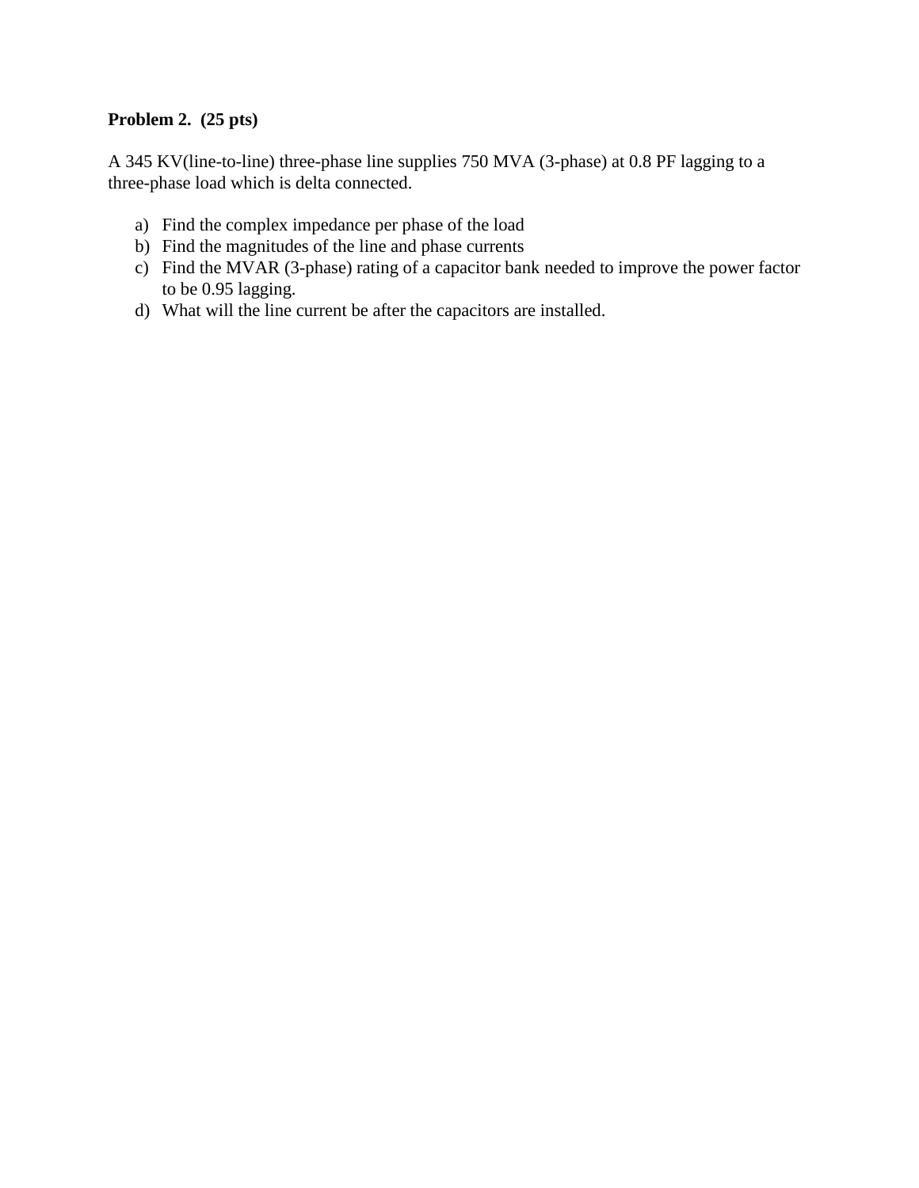**Problem 2. (25 pts)**

A 345 KV(line-to-line) three-phase line supplies 750 MVA (3-phase) at 0.8 PF lagging to a three-phase load which is delta connected.

a) Find the complex impedance per phase of the load
b) Find the magnitudes of the line and phase currents
c) Find the MVAR (3-phase) rating of a capacitor bank needed to improve the power factor to be 0.95 lagging.
d) What will the line current be after the capacitors are installed.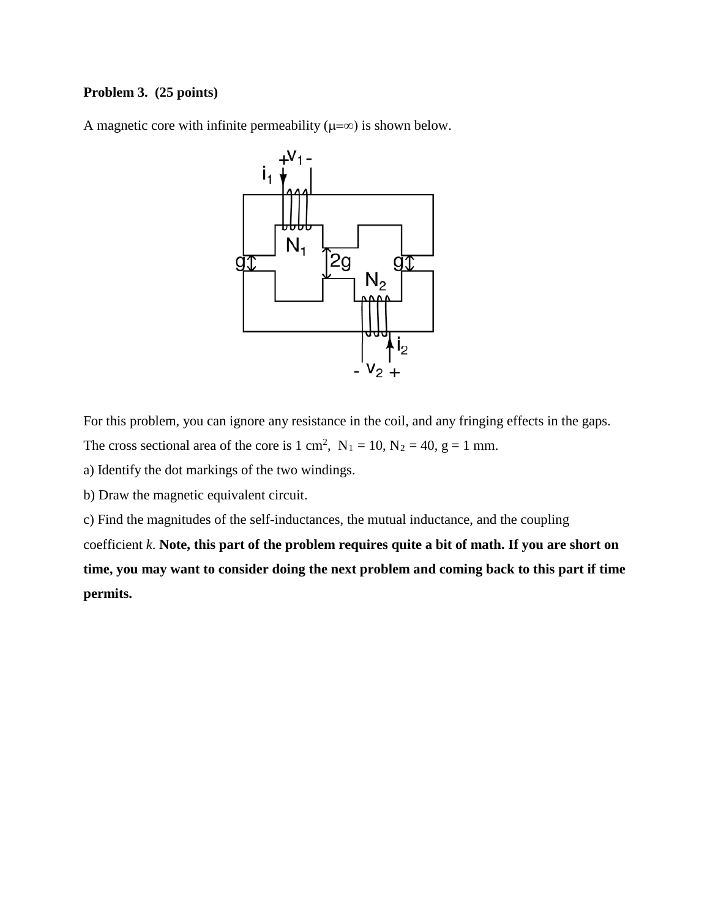**Problem 3. (25 points)**

A magnetic core with infinite permeability ($\mu=\infty$) is shown below.

For this problem, you can ignore any resistance in the coil, and any fringing effects in the gaps. The cross sectional area of the core is 1 cm$^2$, $N_1 = 10$, $N_2 = 40$, g = 1 mm.

a) Identify the dot markings of the two windings.

b) Draw the magnetic equivalent circuit.

c) Find the magnitudes of the self-inductances, the mutual inductance, and the coupling coefficient *k*. **Note, this part of the problem requires quite a bit of math. If you are short on time, you may want to consider doing the next problem and coming back to this part if time permits.**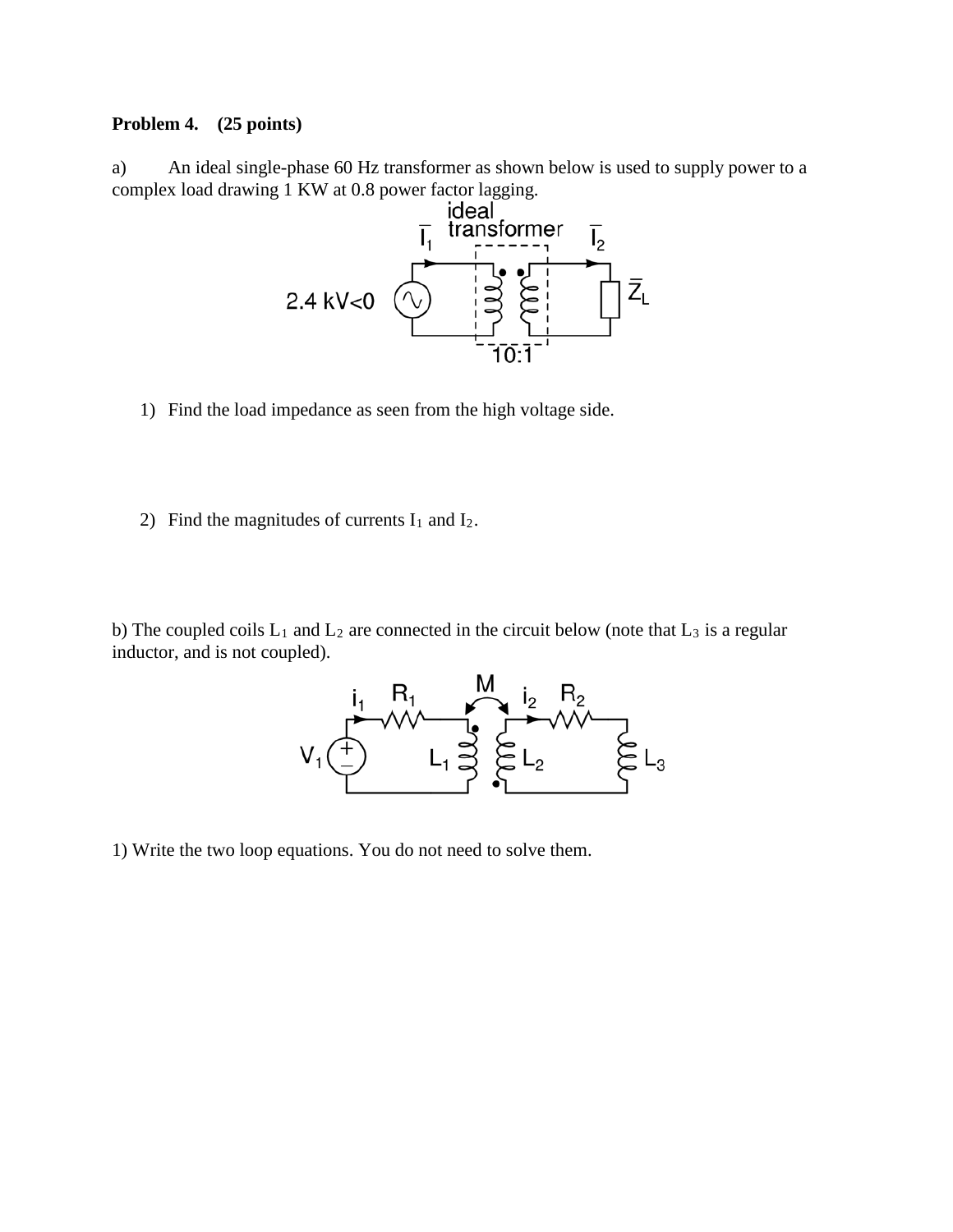**Problem 4. (25 points)**

a) An ideal single-phase 60 Hz transformer as shown below is used to supply power to a complex load drawing 1 KW at 0.8 power factor lagging.

ideal transformer

$\bar{I}_1$

$\bar{I}_2$

2.4 kV<0

$\bar{Z}_L$

10:1

1) Find the load impedance as seen from the high voltage side.

2) Find the magnitudes of currents $I_1$ and $I_2$.

b) The coupled coils $L_1$ and $L_2$ are connected in the circuit below (note that $L_3$ is a regular inductor, and is not coupled).

$i_1$ $R_1$ M $i_2$ $R_2$

$V_1$ $L_1$ $L_2$ $L_3$

1) Write the two loop equations. You do not need to solve them.